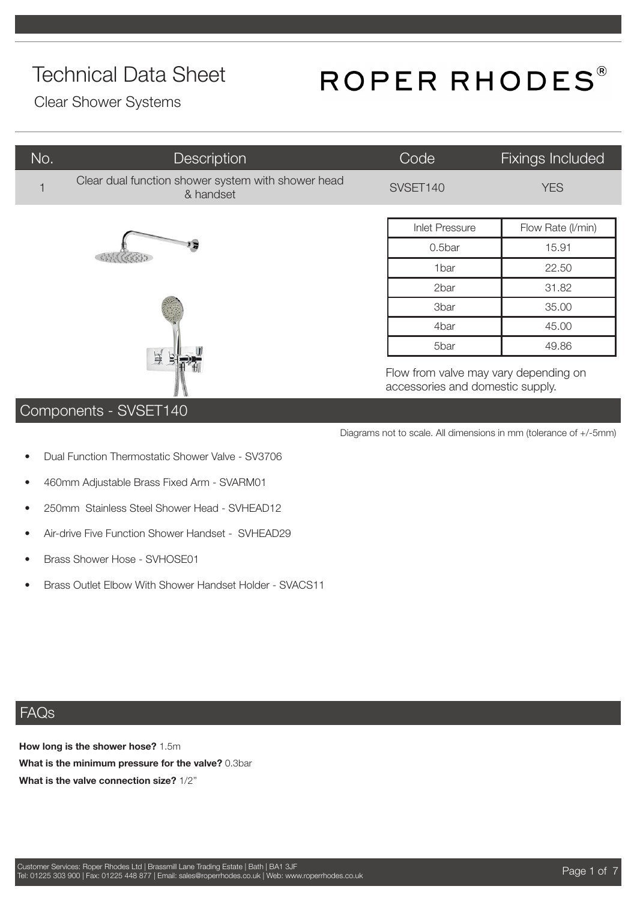# Technical Data Sheet

Clear Shower Systems

ROPER RHODES®

| No. | Description | Code | Fixings Included |
|---|---|---|---|
| 1 | Clear dual function shower system with shower head & handset | SVSET140 | YES |

| Inlet Pressure | Flow Rate (l/min) |
|---|---|
| 0.5bar | 15.91 |
| 1bar | 22.50 |
| 2bar | 31.82 |
| 3bar | 35.00 |
| 4bar | 45.00 |
| 5bar | 49.86 |

Flow from valve may vary depending on accessories and domestic supply.

## Components - SVSET140

Diagrams not to scale. All dimensions in mm (tolerance of +/-5mm)

- Dual Function Thermostatic Shower Valve - SV3706
- 460mm Adjustable Brass Fixed Arm - SVARM01
- 250mm Stainless Steel Shower Head - SVHEAD12
- Air-drive Five Function Shower Handset - SVHEAD29
- Brass Shower Hose - SVHOSE01
- Brass Outlet Elbow With Shower Handset Holder - SVACS11

## FAQs

**How long is the shower hose?** 1.5m

**What is the minimum pressure for the valve?** 0.3bar

**What is the valve connection size?** 1/2"

Customer Services: Roper Rhodes Ltd | Brassmill Lane Trading Estate | Bath | BA1 3JF
Tel: 01225 303 900 | Fax: 01225 448 877 | Email: sales@roperrhodes.co.uk | Web: www.roperrhodes.co.uk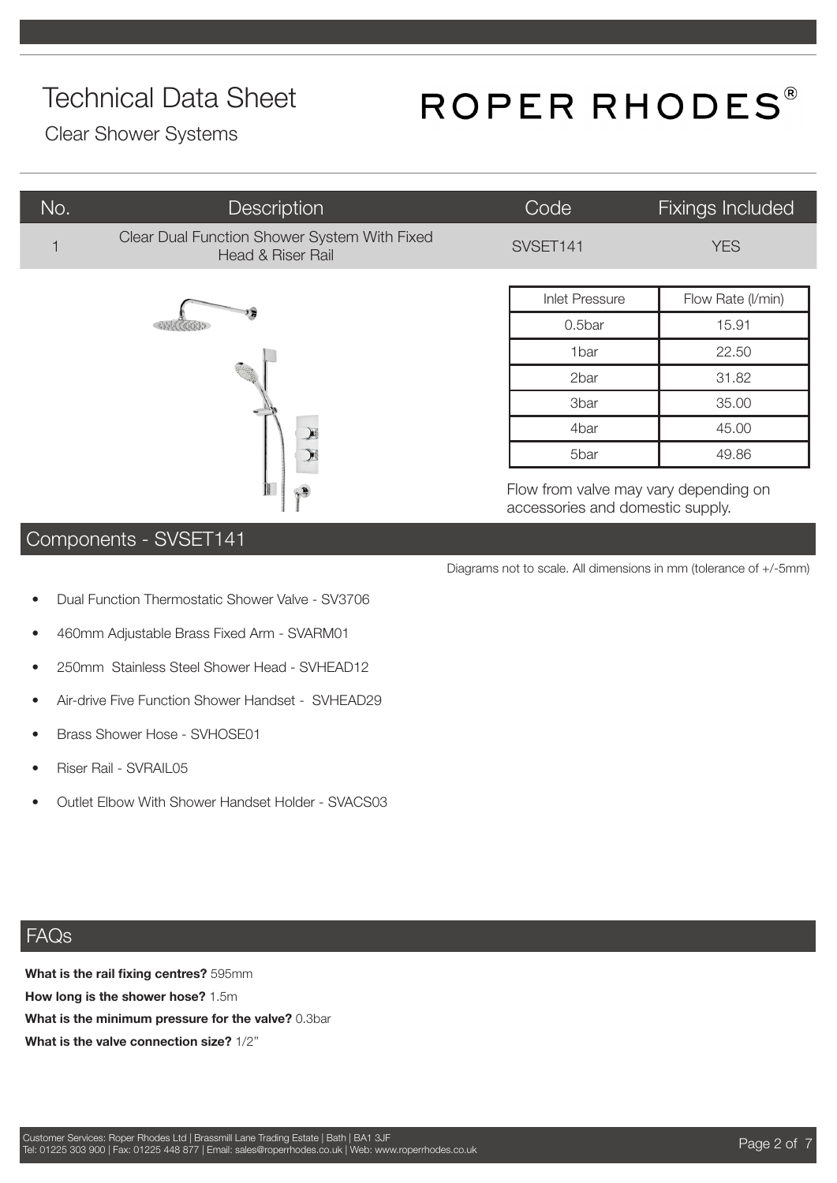# Technical Data Sheet

ROPER RHODES®

Clear Shower Systems

| No. | Description | Code | Fixings Included |
|---|---|---|---|
| 1 | Clear Dual Function Shower System With Fixed Head & Riser Rail | SVSET141 | YES |

| Inlet Pressure | Flow Rate (l/min) |
|---|---|
| 0.5bar | 15.91 |
| 1bar | 22.50 |
| 2bar | 31.82 |
| 3bar | 35.00 |
| 4bar | 45.00 |
| 5bar | 49.86 |

Flow from valve may vary depending on accessories and domestic supply.

## Components - SVSET141

Diagrams not to scale. All dimensions in mm (tolerance of +/-5mm)

- Dual Function Thermostatic Shower Valve - SV3706
- 460mm Adjustable Brass Fixed Arm - SVARM01
- 250mm Stainless Steel Shower Head - SVHEAD12
- Air-drive Five Function Shower Handset - SVHEAD29
- Brass Shower Hose - SVHOSE01
- Riser Rail - SVRAIL05
- Outlet Elbow With Shower Handset Holder - SVACS03

## FAQs

**What is the rail fixing centres?** 595mm

**How long is the shower hose?** 1.5m

**What is the minimum pressure for the valve?** 0.3bar

**What is the valve connection size?** 1/2"

Customer Services: Roper Rhodes Ltd | Brassmill Lane Trading Estate | Bath | BA1 3JF
Tel: 01225 303 900 | Fax: 01225 448 877 | Email: sales@roperrhodes.co.uk | Web: www.roperrhodes.co.uk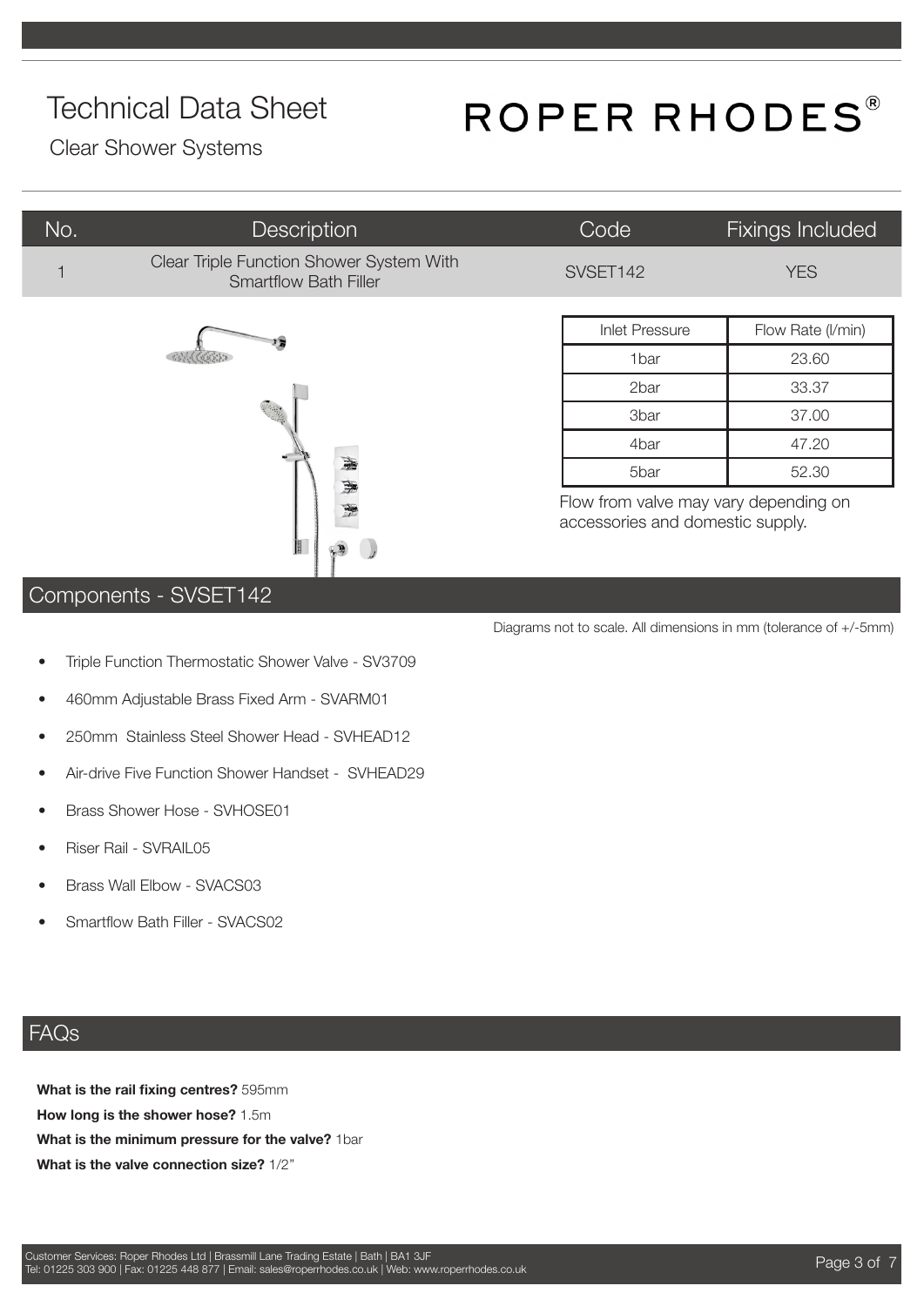# Technical Data Sheet

Clear Shower Systems

ROPER RHODES®

| No. | Description | Code | Fixings Included |
|---|---|---|---|
| 1 | Clear Triple Function Shower System With Smartflow Bath Filler | SVSET142 | YES |

| Inlet Pressure | Flow Rate (l/min) |
|---|---|
| 1bar | 23.60 |
| 2bar | 33.37 |
| 3bar | 37.00 |
| 4bar | 47.20 |
| 5bar | 52.30 |

Flow from valve may vary depending on accessories and domestic supply.

## Components - SVSET142

Diagrams not to scale. All dimensions in mm (tolerance of +/-5mm)

- Triple Function Thermostatic Shower Valve - SV3709
- 460mm Adjustable Brass Fixed Arm - SVARM01
- 250mm Stainless Steel Shower Head - SVHEAD12
- Air-drive Five Function Shower Handset - SVHEAD29
- Brass Shower Hose - SVHOSE01
- Riser Rail - SVRAIL05
- Brass Wall Elbow - SVACS03
- Smartflow Bath Filler - SVACS02

## FAQs

**What is the rail fixing centres?** 595mm

**How long is the shower hose?** 1.5m

**What is the minimum pressure for the valve?** 1bar

**What is the valve connection size?** 1/2"

Customer Services: Roper Rhodes Ltd | Brassmill Lane Trading Estate | Bath | BA1 3JF
Tel: 01225 303 900 | Fax: 01225 448 877 | Email: sales@roperrhodes.co.uk | Web: www.roperrhodes.co.uk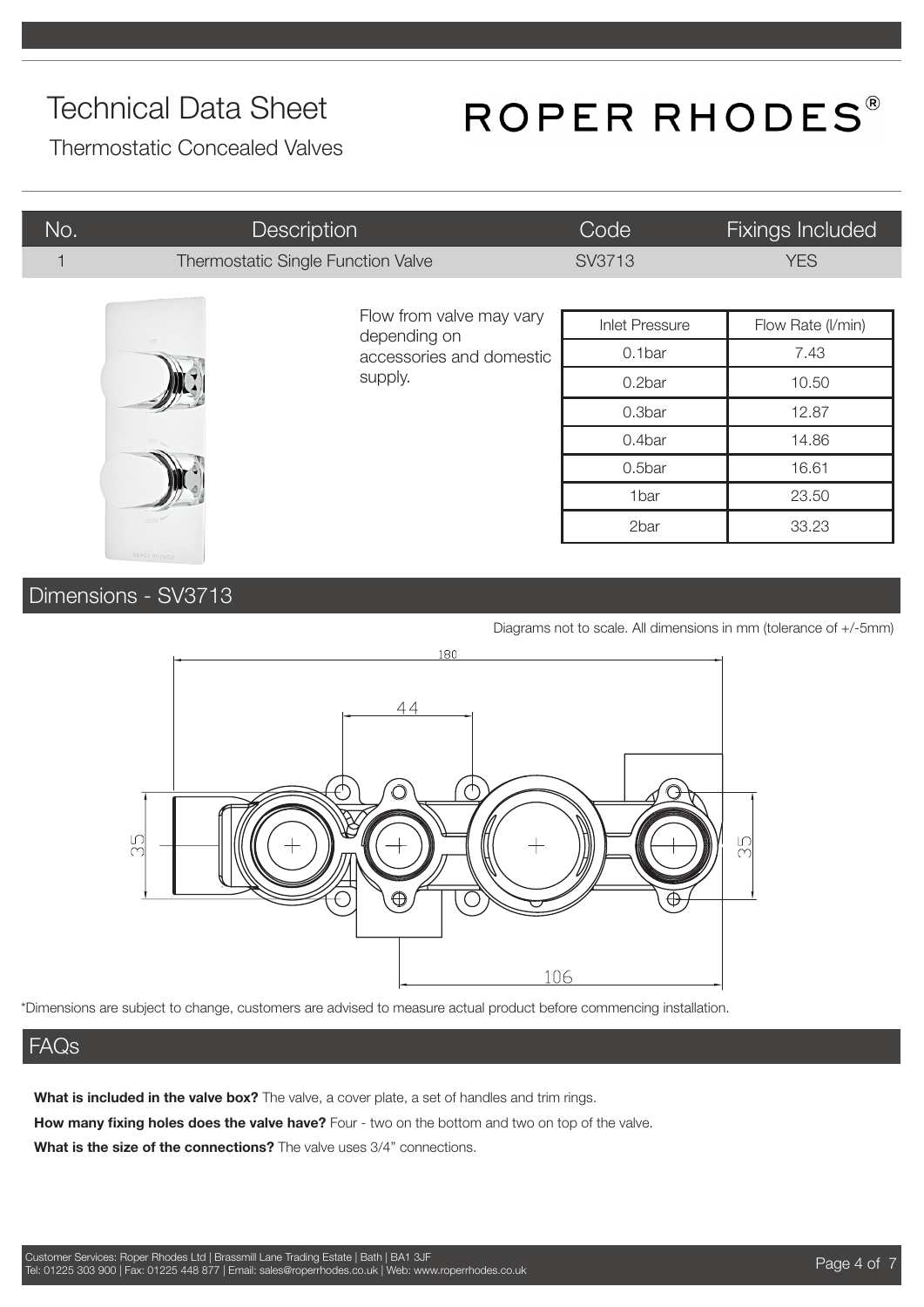# Technical Data Sheet

Thermostatic Concealed Valves

ROPER RHODES®

| No. | Description | Code | Fixings Included |
|---|---|---|---|
| 1 | Thermostatic Single Function Valve | SV3713 | YES |

Flow from valve may vary depending on accessories and domestic supply.

| Inlet Pressure | Flow Rate (l/min) |
|---|---|
| 0.1bar | 7.43 |
| 0.2bar | 10.50 |
| 0.3bar | 12.87 |
| 0.4bar | 14.86 |
| 0.5bar | 16.61 |
| 1bar | 23.50 |
| 2bar | 33.23 |

## Dimensions - SV3713

Diagrams not to scale. All dimensions in mm (tolerance of +/-5mm)

180

44

35

35

106

*Dimensions are subject to change, customers are advised to measure actual product before commencing installation.

## FAQs

**What is included in the valve box?** The valve, a cover plate, a set of handles and trim rings.

**How many fixing holes does the valve have?** Four - two on the bottom and two on top of the valve.

**What is the size of the connections?** The valve uses 3/4" connections.

Customer Services: Roper Rhodes Ltd | Brassmill Lane Trading Estate | Bath | BA1 3JF
Tel: 01225 303 900 | Fax: 01225 448 877 | Email: sales@roperrhodes.co.uk | Web: www.roperrhodes.co.uk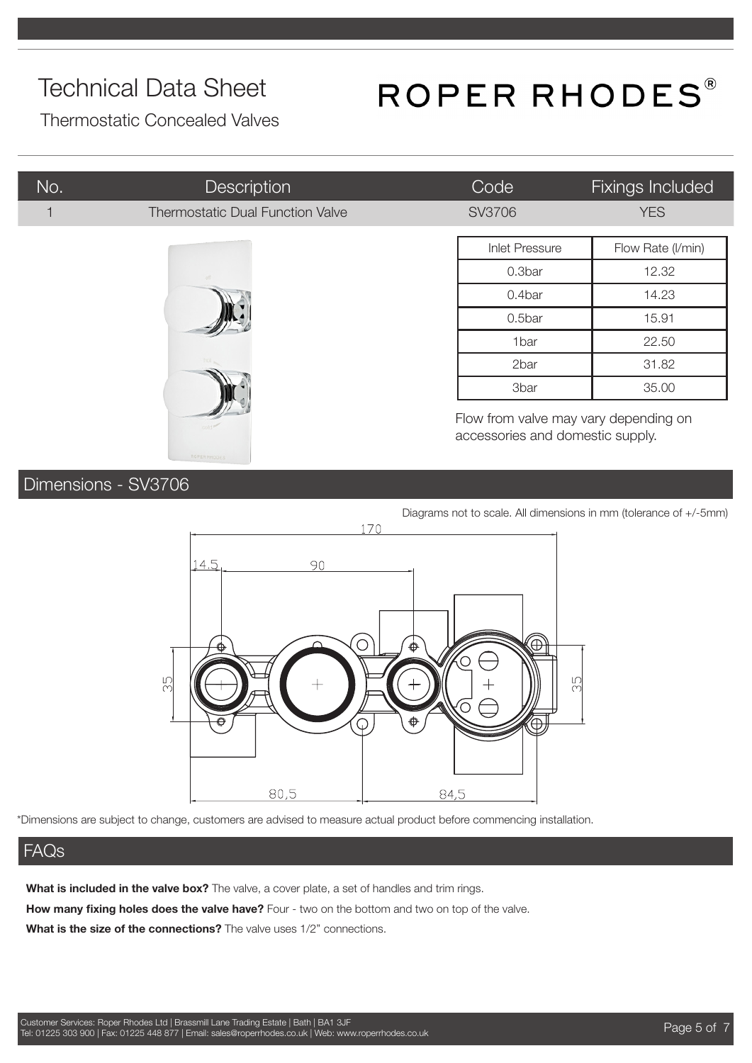# Technical Data Sheet

Thermostatic Concealed Valves

ROPER RHODES®

| No. | Description | Code | Fixings Included |
| --- | --- | --- | --- |
| 1 | Thermostatic Dual Function Valve | SV3706 | YES |

| Inlet Pressure | Flow Rate (l/min) |
| --- | --- |
| 0.3bar | 12.32 |
| 0.4bar | 14.23 |
| 0.5bar | 15.91 |
| 1bar | 22.50 |
| 2bar | 31.82 |
| 3bar | 35.00 |

Flow from valve may vary depending on accessories and domestic supply.

## Dimensions - SV3706

Diagrams not to scale. All dimensions in mm (tolerance of +/-5mm)

*Dimensions are subject to change, customers are advised to measure actual product before commencing installation.

## FAQs

**What is included in the valve box?** The valve, a cover plate, a set of handles and trim rings.

**How many fixing holes does the valve have?** Four - two on the bottom and two on top of the valve.

**What is the size of the connections?** The valve uses 1/2" connections.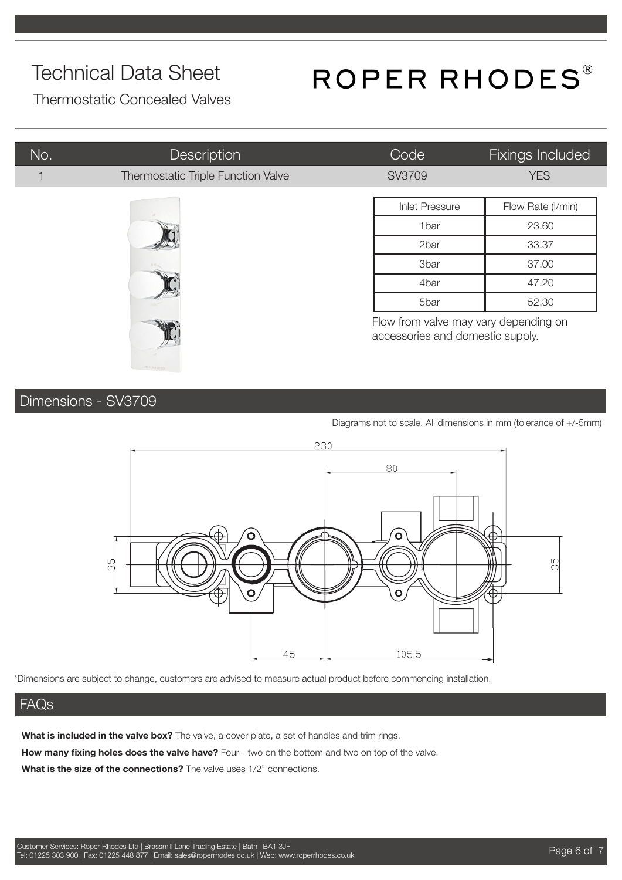# Technical Data Sheet

Thermostatic Concealed Valves

ROPER RHODES®

| No. | Description | Code | Fixings Included |
|---|---|---|---|
| 1 | Thermostatic Triple Function Valve | SV3709 | YES |

| Inlet Pressure | Flow Rate (l/min) |
|---|---|
| 1bar | 23.60 |
| 2bar | 33.37 |
| 3bar | 37.00 |
| 4bar | 47.20 |
| 5bar | 52.30 |

Flow from valve may vary depending on accessories and domestic supply.

## Dimensions - SV3709

Diagrams not to scale. All dimensions in mm (tolerance of +/-5mm)

230

80

35

35

45

105.5

*Dimensions are subject to change, customers are advised to measure actual product before commencing installation.

## FAQs

**What is included in the valve box?** The valve, a cover plate, a set of handles and trim rings.

**How many fixing holes does the valve have?** Four - two on the bottom and two on top of the valve.

**What is the size of the connections?** The valve uses 1/2" connections.

Customer Services: Roper Rhodes Ltd | Brassmill Lane Trading Estate | Bath | BA1 3JF
Tel: 01225 303 900 | Fax: 01225 448 877 | Email: sales@roperrhodes.co.uk | Web: www.roperrhodes.co.uk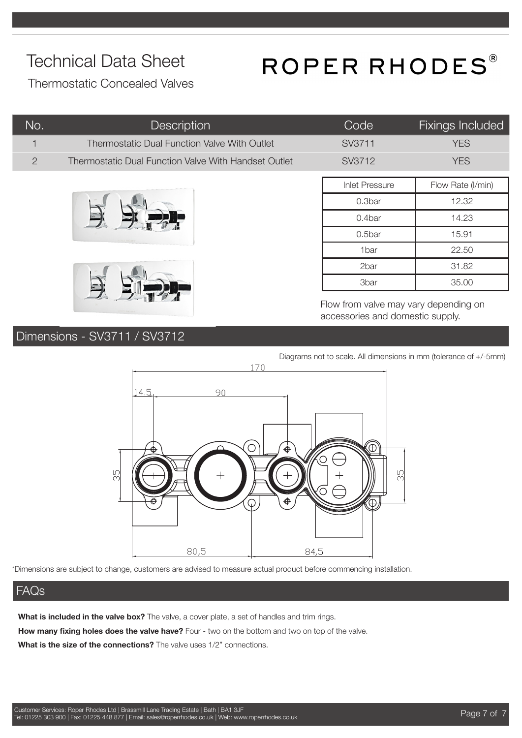# Technical Data Sheet

Thermostatic Concealed Valves

ROPER RHODES®

| No. | Description | Code | Fixings Included |
| --- | --- | --- | --- |
| 1 | Thermostatic Dual Function Valve With Outlet | SV3711 | YES |
| 2 | Thermostatic Dual Function Valve With Handset Outlet | SV3712 | YES |

| Inlet Pressure | Flow Rate (l/min) |
| --- | --- |
| 0.3bar | 12.32 |
| 0.4bar | 14.23 |
| 0.5bar | 15.91 |
| 1bar | 22.50 |
| 2bar | 31.82 |
| 3bar | 35.00 |

Flow from valve may vary depending on accessories and domestic supply.

## Dimensions - SV3711 / SV3712

Diagrams not to scale. All dimensions in mm (tolerance of +/-5mm)

170

14.5

90

35

35

80,5

84,5

*Dimensions are subject to change, customers are advised to measure actual product before commencing installation.

## FAQs

**What is included in the valve box?** The valve, a cover plate, a set of handles and trim rings.

**How many fixing holes does the valve have?** Four - two on the bottom and two on top of the valve.

**What is the size of the connections?** The valve uses 1/2" connections.

Customer Services: Roper Rhodes Ltd | Brassmill Lane Trading Estate | Bath | BA1 3JF
Tel: 01225 303 900 | Fax: 01225 448 877 | Email: sales@roperrhodes.co.uk | Web: www.roperrhodes.co.uk